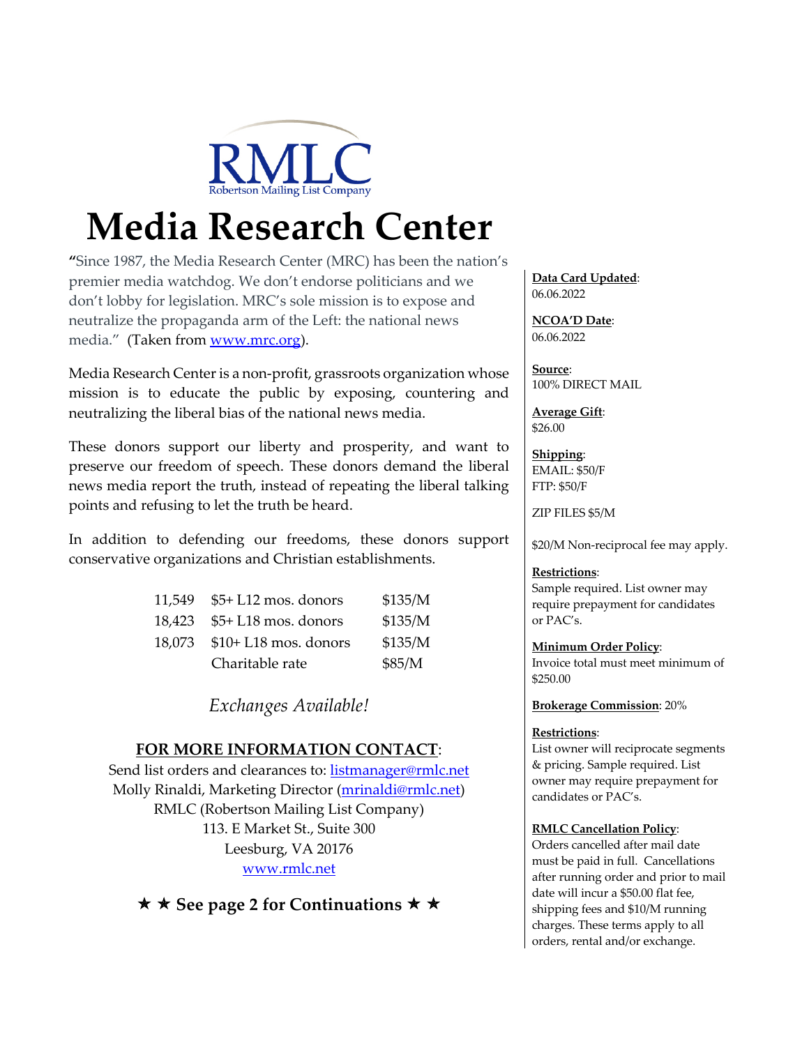RMLC

Robertson Mailing List Company

# Media Research Center

**"**Since 1987, the Media Research Center (MRC) has been the nation's premier media watchdog. We don't endorse politicians and we don't lobby for legislation. MRC's sole mission is to expose and neutralize the propaganda arm of the Left: the national news media." (Taken from [www.mrc.org](http://www.mrc.org)).

Media Research Center is a non-profit, grassroots organization whose mission is to educate the public by exposing, countering and neutralizing the liberal bias of the national news media.

These donors support our liberty and prosperity, and want to preserve our freedom of speech. These donors demand the liberal news media report the truth, instead of repeating the liberal talking points and refusing to let the truth be heard.

In addition to defending our freedoms, these donors support conservative organizations and Christian establishments.

| | | |
|---|---|---|
| 11,549 | $5+ L12 mos. donors | $135/M |
| 18,423 | $5+ L18 mos. donors | $135/M |
| 18,073 | $10+ L18 mos. donors | $135/M |
| | Charitable rate | $85/M |

*Exchanges Available!*

**FOR MORE INFORMATION CONTACT**:

Send list orders and clearances to: [listmanager@rmlc.net](mailto:listmanager@rmlc.net)
Molly Rinaldi, Marketing Director ([mrinaldi@rmlc.net](mailto:mrinaldi@rmlc.net))
RMLC (Robertson Mailing List Company)
113. E Market St., Suite 300
Leesburg, VA 20176
[www.rmlc.net](http://www.rmlc.net)

**★ ★ See page 2 for Continuations ★ ★**

**Data Card Updated**: 06.06.2022

**NCOA'D Date**: 06.06.2022

**Source**: 100% DIRECT MAIL

**Average Gift**: $26.00

**Shipping**:
EMAIL: $50/F
FTP: $50/F

ZIP FILES $5/M

$20/M Non-reciprocal fee may apply.

**Restrictions**:
Sample required. List owner may require prepayment for candidates or PAC's.

**Minimum Order Policy**:
Invoice total must meet minimum of $250.00

**Brokerage Commission**: 20%

**Restrictions**:
List owner will reciprocate segments & pricing. Sample required. List owner may require prepayment for candidates or PAC's.

**RMLC Cancellation Policy**:
Orders cancelled after mail date must be paid in full. Cancellations after running order and prior to mail date will incur a $50.00 flat fee, shipping fees and $10/M running charges. These terms apply to all orders, rental and/or exchange.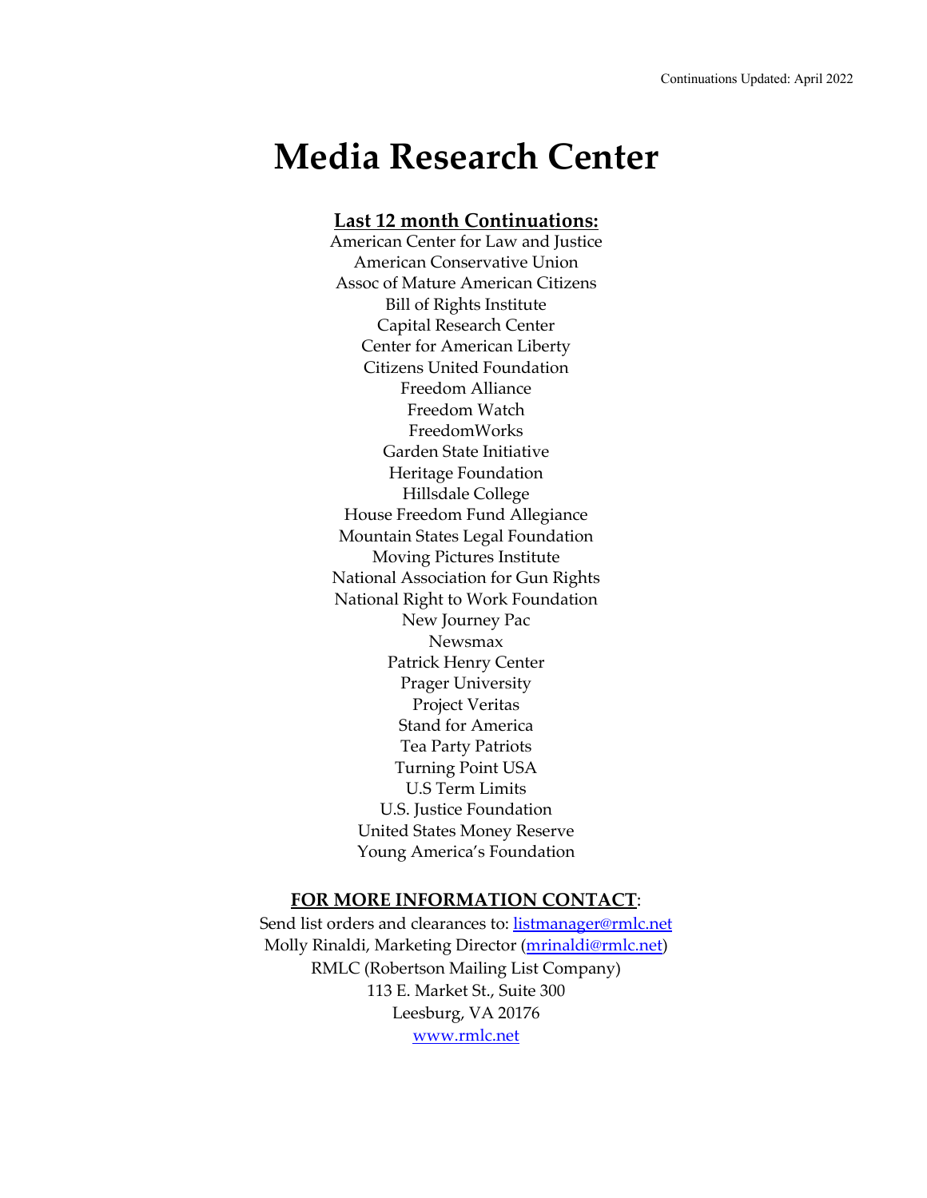Continuations Updated: April 2022

# Media Research Center

**Last 12 month Continuations:**

American Center for Law and Justice
American Conservative Union
Assoc of Mature American Citizens
Bill of Rights Institute
Capital Research Center
Center for American Liberty
Citizens United Foundation
Freedom Alliance
Freedom Watch
FreedomWorks
Garden State Initiative
Heritage Foundation
Hillsdale College
House Freedom Fund Allegiance
Mountain States Legal Foundation
Moving Pictures Institute
National Association for Gun Rights
National Right to Work Foundation
New Journey Pac
Newsmax
Patrick Henry Center
Prager University
Project Veritas
Stand for America
Tea Party Patriots
Turning Point USA
U.S Term Limits
U.S. Justice Foundation
United States Money Reserve
Young America's Foundation

**FOR MORE INFORMATION CONTACT**:

Send list orders and clearances to: listmanager@rmlc.net
Molly Rinaldi, Marketing Director (mrinaldi@rmlc.net)
RMLC (Robertson Mailing List Company)
113 E. Market St., Suite 300
Leesburg, VA 20176
www.rmlc.net